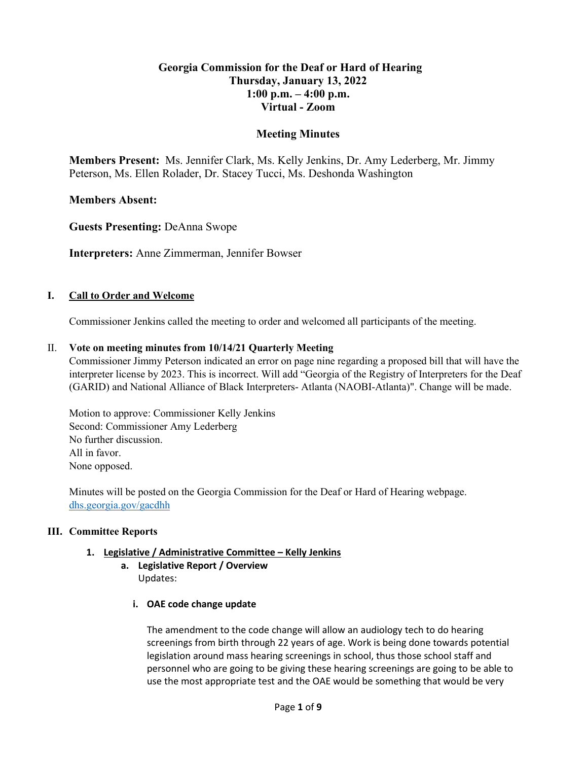# Georgia Commission for the Deaf or Hard of Hearing
## Thursday, January 13, 2022
## 1:00 p.m. – 4:00 p.m.
## Virtual - Zoom

## Meeting Minutes

**Members Present:** Ms. Jennifer Clark, Ms. Kelly Jenkins, Dr. Amy Lederberg, Mr. Jimmy Peterson, Ms. Ellen Rolader, Dr. Stacey Tucci, Ms. Deshonda Washington

**Members Absent:**

**Guests Presenting:** DeAnna Swope

**Interpreters:** Anne Zimmerman, Jennifer Bowser

### I. Call to Order and Welcome

Commissioner Jenkins called the meeting to order and welcomed all participants of the meeting.

### II. Vote on meeting minutes from 10/14/21 Quarterly Meeting

Commissioner Jimmy Peterson indicated an error on page nine regarding a proposed bill that will have the interpreter license by 2023. This is incorrect. Will add "Georgia of the Registry of Interpreters for the Deaf (GARID) and National Alliance of Black Interpreters- Atlanta (NAOBI-Atlanta)". Change will be made.

Motion to approve: Commissioner Kelly Jenkins
Second: Commissioner Amy Lederberg
No further discussion.
All in favor.
None opposed.

Minutes will be posted on the Georgia Commission for the Deaf or Hard of Hearing webpage. [dhs.georgia.gov/gacdhh](dhs.georgia.gov/gacdhh)

### III. Committee Reports

1. **Legislative / Administrative Committee – Kelly Jenkins**
   a. **Legislative Report / Overview**
      Updates:

      i. **OAE code change update**

      The amendment to the code change will allow an audiology tech to do hearing screenings from birth through 22 years of age. Work is being done towards potential legislation around mass hearing screenings in school, thus those school staff and personnel who are going to be giving these hearing screenings are going to be able to use the most appropriate test and the OAE would be something that would be very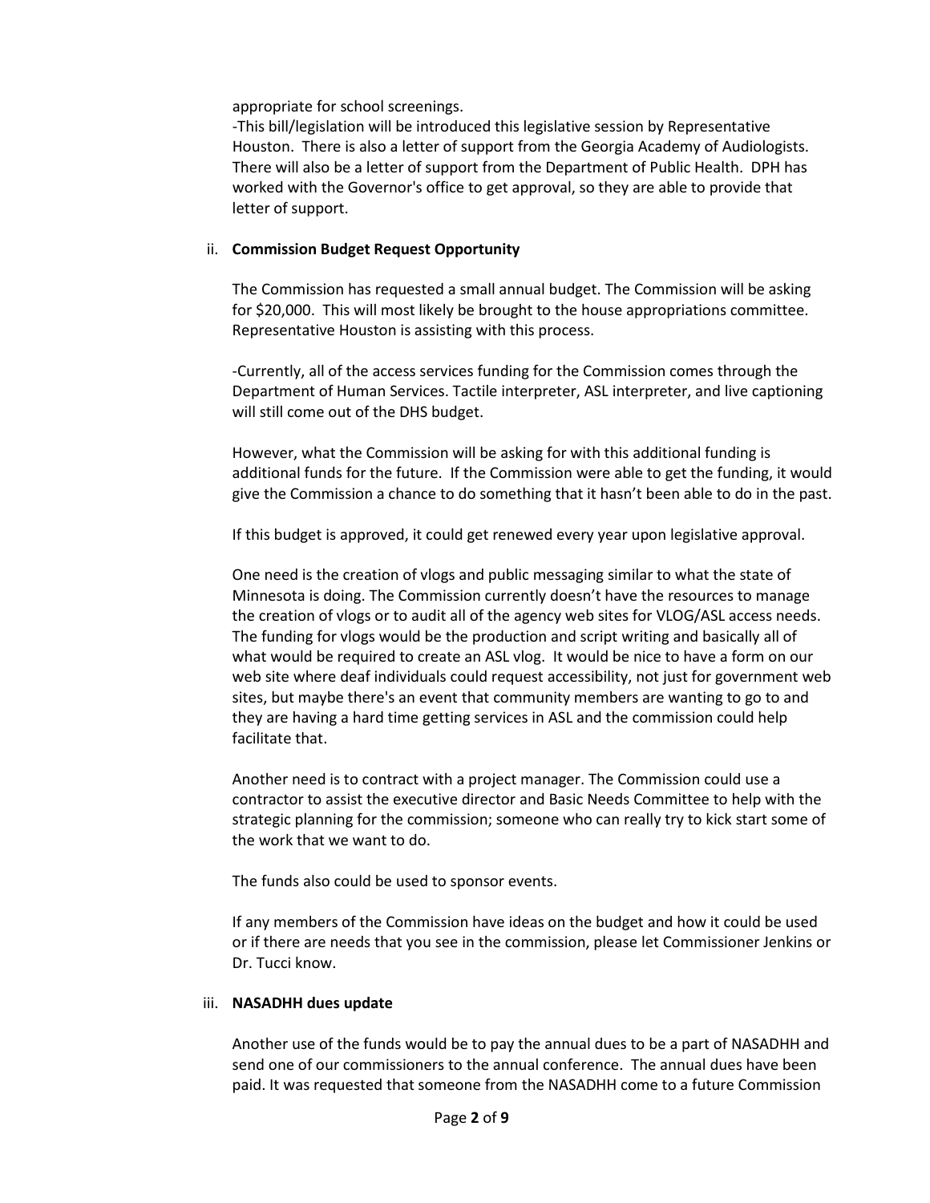appropriate for school screenings.

-This bill/legislation will be introduced this legislative session by Representative Houston. There is also a letter of support from the Georgia Academy of Audiologists. There will also be a letter of support from the Department of Public Health. DPH has worked with the Governor's office to get approval, so they are able to provide that letter of support.

ii. **Commission Budget Request Opportunity**

The Commission has requested a small annual budget. The Commission will be asking for $20,000. This will most likely be brought to the house appropriations committee. Representative Houston is assisting with this process.

-Currently, all of the access services funding for the Commission comes through the Department of Human Services. Tactile interpreter, ASL interpreter, and live captioning will still come out of the DHS budget.

However, what the Commission will be asking for with this additional funding is additional funds for the future. If the Commission were able to get the funding, it would give the Commission a chance to do something that it hasn't been able to do in the past.

If this budget is approved, it could get renewed every year upon legislative approval.

One need is the creation of vlogs and public messaging similar to what the state of Minnesota is doing. The Commission currently doesn't have the resources to manage the creation of vlogs or to audit all of the agency web sites for VLOG/ASL access needs. The funding for vlogs would be the production and script writing and basically all of what would be required to create an ASL vlog. It would be nice to have a form on our web site where deaf individuals could request accessibility, not just for government web sites, but maybe there's an event that community members are wanting to go to and they are having a hard time getting services in ASL and the commission could help facilitate that.

Another need is to contract with a project manager. The Commission could use a contractor to assist the executive director and Basic Needs Committee to help with the strategic planning for the commission; someone who can really try to kick start some of the work that we want to do.

The funds also could be used to sponsor events.

If any members of the Commission have ideas on the budget and how it could be used or if there are needs that you see in the commission, please let Commissioner Jenkins or Dr. Tucci know.

iii. **NASADHH dues update**

Another use of the funds would be to pay the annual dues to be a part of NASADHH and send one of our commissioners to the annual conference. The annual dues have been paid. It was requested that someone from the NASADHH come to a future Commission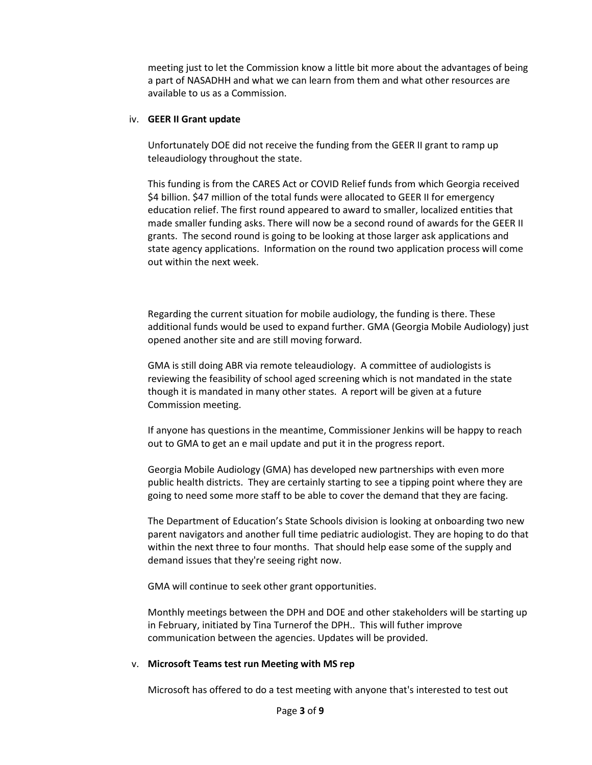meeting just to let the Commission know a little bit more about the advantages of being a part of NASADHH and what we can learn from them and what other resources are available to us as a Commission.

iv. **GEER II Grant update**

Unfortunately DOE did not receive the funding from the GEER II grant to ramp up teleaudiology throughout the state.

This funding is from the CARES Act or COVID Relief funds from which Georgia received $4 billion. $47 million of the total funds were allocated to GEER II for emergency education relief. The first round appeared to award to smaller, localized entities that made smaller funding asks. There will now be a second round of awards for the GEER II grants. The second round is going to be looking at those larger ask applications and state agency applications. Information on the round two application process will come out within the next week.

Regarding the current situation for mobile audiology, the funding is there. These additional funds would be used to expand further. GMA (Georgia Mobile Audiology) just opened another site and are still moving forward.

GMA is still doing ABR via remote teleaudiology. A committee of audiologists is reviewing the feasibility of school aged screening which is not mandated in the state though it is mandated in many other states. A report will be given at a future Commission meeting.

If anyone has questions in the meantime, Commissioner Jenkins will be happy to reach out to GMA to get an e mail update and put it in the progress report.

Georgia Mobile Audiology (GMA) has developed new partnerships with even more public health districts. They are certainly starting to see a tipping point where they are going to need some more staff to be able to cover the demand that they are facing.

The Department of Education's State Schools division is looking at onboarding two new parent navigators and another full time pediatric audiologist. They are hoping to do that within the next three to four months. That should help ease some of the supply and demand issues that they're seeing right now.

GMA will continue to seek other grant opportunities.

Monthly meetings between the DPH and DOE and other stakeholders will be starting up in February, initiated by Tina Turnerof the DPH.. This will futher improve communication between the agencies. Updates will be provided.

v. **Microsoft Teams test run Meeting with MS rep**

Microsoft has offered to do a test meeting with anyone that's interested to test out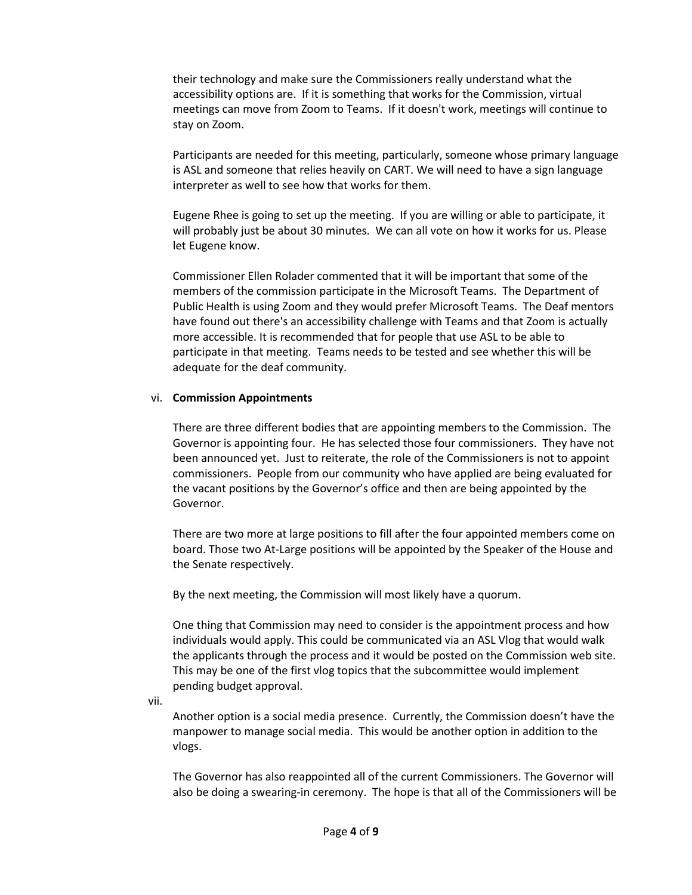their technology and make sure the Commissioners really understand what the accessibility options are. If it is something that works for the Commission, virtual meetings can move from Zoom to Teams. If it doesn't work, meetings will continue to stay on Zoom.

Participants are needed for this meeting, particularly, someone whose primary language is ASL and someone that relies heavily on CART. We will need to have a sign language interpreter as well to see how that works for them.

Eugene Rhee is going to set up the meeting. If you are willing or able to participate, it will probably just be about 30 minutes. We can all vote on how it works for us. Please let Eugene know.

Commissioner Ellen Rolader commented that it will be important that some of the members of the commission participate in the Microsoft Teams. The Department of Public Health is using Zoom and they would prefer Microsoft Teams. The Deaf mentors have found out there's an accessibility challenge with Teams and that Zoom is actually more accessible. It is recommended that for people that use ASL to be able to participate in that meeting. Teams needs to be tested and see whether this will be adequate for the deaf community.

vi. **Commission Appointments**

There are three different bodies that are appointing members to the Commission. The Governor is appointing four. He has selected those four commissioners. They have not been announced yet. Just to reiterate, the role of the Commissioners is not to appoint commissioners. People from our community who have applied are being evaluated for the vacant positions by the Governor's office and then are being appointed by the Governor.

There are two more at large positions to fill after the four appointed members come on board. Those two At-Large positions will be appointed by the Speaker of the House and the Senate respectively.

By the next meeting, the Commission will most likely have a quorum.

One thing that Commission may need to consider is the appointment process and how individuals would apply. This could be communicated via an ASL Vlog that would walk the applicants through the process and it would be posted on the Commission web site. This may be one of the first vlog topics that the subcommittee would implement pending budget approval.

vii.

Another option is a social media presence. Currently, the Commission doesn't have the manpower to manage social media. This would be another option in addition to the vlogs.

The Governor has also reappointed all of the current Commissioners. The Governor will also be doing a swearing-in ceremony. The hope is that all of the Commissioners will be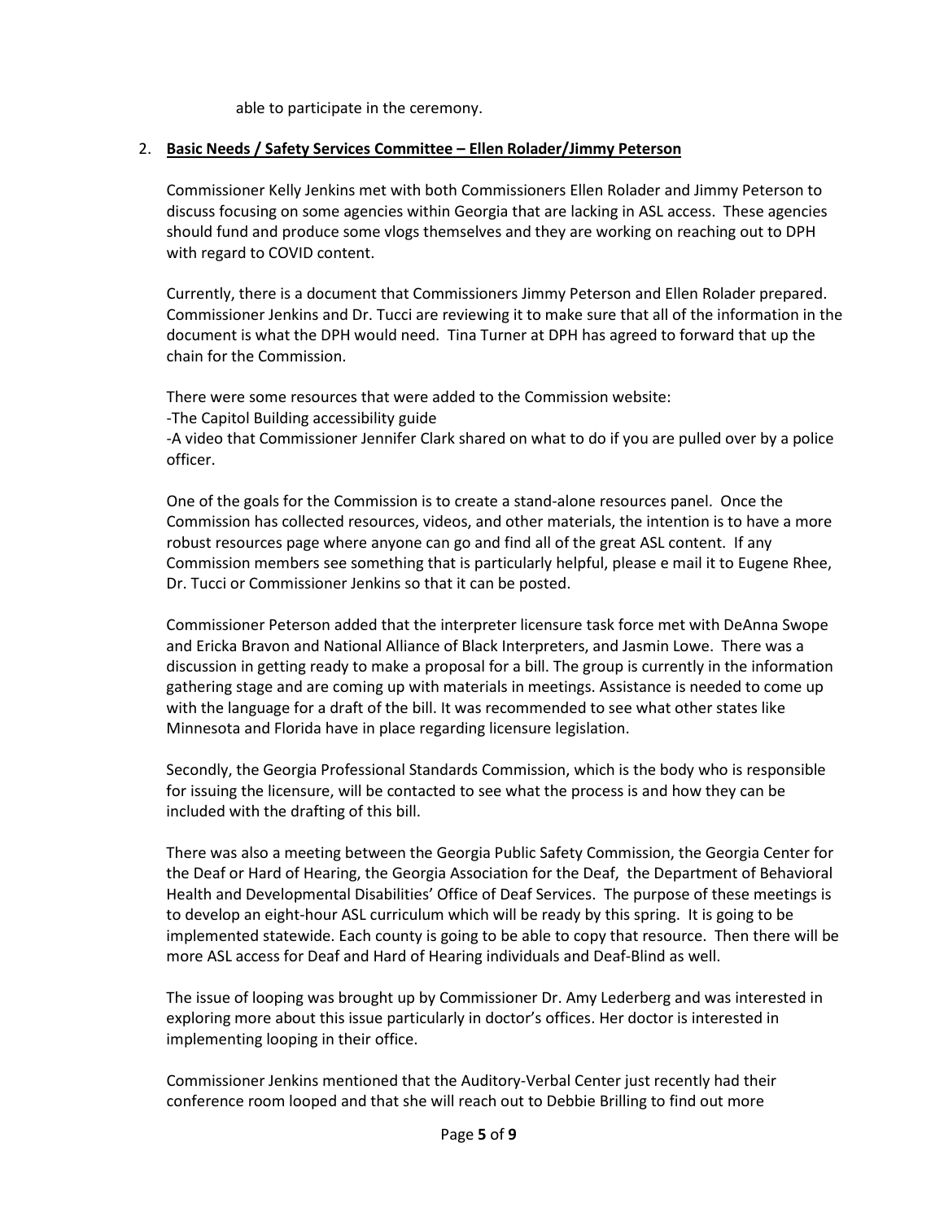able to participate in the ceremony.

2. **Basic Needs / Safety Services Committee – Ellen Rolader/Jimmy Peterson**

   Commissioner Kelly Jenkins met with both Commissioners Ellen Rolader and Jimmy Peterson to discuss focusing on some agencies within Georgia that are lacking in ASL access. These agencies should fund and produce some vlogs themselves and they are working on reaching out to DPH with regard to COVID content.

   Currently, there is a document that Commissioners Jimmy Peterson and Ellen Rolader prepared. Commissioner Jenkins and Dr. Tucci are reviewing it to make sure that all of the information in the document is what the DPH would need. Tina Turner at DPH has agreed to forward that up the chain for the Commission.

   There were some resources that were added to the Commission website:
   -The Capitol Building accessibility guide
   -A video that Commissioner Jennifer Clark shared on what to do if you are pulled over by a police officer.

   One of the goals for the Commission is to create a stand-alone resources panel. Once the Commission has collected resources, videos, and other materials, the intention is to have a more robust resources page where anyone can go and find all of the great ASL content. If any Commission members see something that is particularly helpful, please e mail it to Eugene Rhee, Dr. Tucci or Commissioner Jenkins so that it can be posted.

   Commissioner Peterson added that the interpreter licensure task force met with DeAnna Swope and Ericka Bravon and National Alliance of Black Interpreters, and Jasmin Lowe. There was a discussion in getting ready to make a proposal for a bill. The group is currently in the information gathering stage and are coming up with materials in meetings. Assistance is needed to come up with the language for a draft of the bill. It was recommended to see what other states like Minnesota and Florida have in place regarding licensure legislation.

   Secondly, the Georgia Professional Standards Commission, which is the body who is responsible for issuing the licensure, will be contacted to see what the process is and how they can be included with the drafting of this bill.

   There was also a meeting between the Georgia Public Safety Commission, the Georgia Center for the Deaf or Hard of Hearing, the Georgia Association for the Deaf, the Department of Behavioral Health and Developmental Disabilities' Office of Deaf Services. The purpose of these meetings is to develop an eight-hour ASL curriculum which will be ready by this spring. It is going to be implemented statewide. Each county is going to be able to copy that resource. Then there will be more ASL access for Deaf and Hard of Hearing individuals and Deaf-Blind as well.

   The issue of looping was brought up by Commissioner Dr. Amy Lederberg and was interested in exploring more about this issue particularly in doctor's offices. Her doctor is interested in implementing looping in their office.

   Commissioner Jenkins mentioned that the Auditory-Verbal Center just recently had their conference room looped and that she will reach out to Debbie Brilling to find out more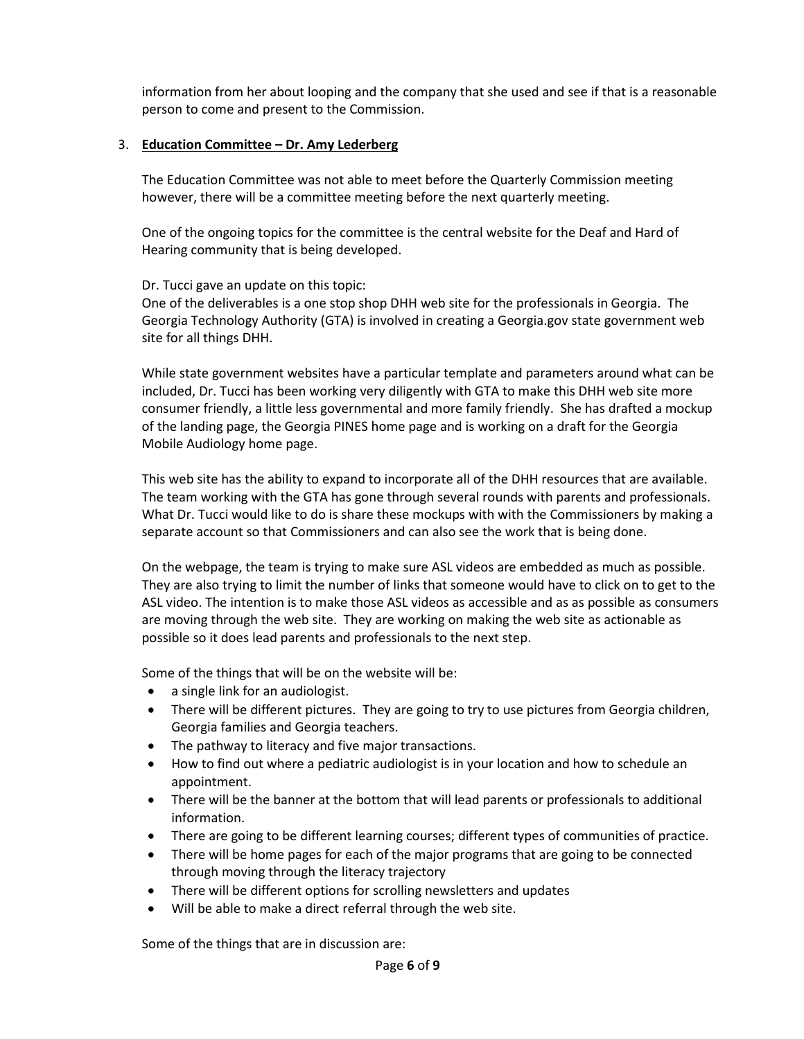information from her about looping and the company that she used and see if that is a reasonable person to come and present to the Commission.

3. **Education Committee – Dr. Amy Lederberg**

   The Education Committee was not able to meet before the Quarterly Commission meeting however, there will be a committee meeting before the next quarterly meeting.

   One of the ongoing topics for the committee is the central website for the Deaf and Hard of Hearing community that is being developed.

   Dr. Tucci gave an update on this topic:
   One of the deliverables is a one stop shop DHH web site for the professionals in Georgia. The Georgia Technology Authority (GTA) is involved in creating a Georgia.gov state government web site for all things DHH.

   While state government websites have a particular template and parameters around what can be included, Dr. Tucci has been working very diligently with GTA to make this DHH web site more consumer friendly, a little less governmental and more family friendly. She has drafted a mockup of the landing page, the Georgia PINES home page and is working on a draft for the Georgia Mobile Audiology home page.

   This web site has the ability to expand to incorporate all of the DHH resources that are available. The team working with the GTA has gone through several rounds with parents and professionals. What Dr. Tucci would like to do is share these mockups with with the Commissioners by making a separate account so that Commissioners and can also see the work that is being done.

   On the webpage, the team is trying to make sure ASL videos are embedded as much as possible. They are also trying to limit the number of links that someone would have to click on to get to the ASL video. The intention is to make those ASL videos as accessible and as as possible as consumers are moving through the web site. They are working on making the web site as actionable as possible so it does lead parents and professionals to the next step.

   Some of the things that will be on the website will be:

   - a single link for an audiologist.
   - There will be different pictures. They are going to try to use pictures from Georgia children, Georgia families and Georgia teachers.
   - The pathway to literacy and five major transactions.
   - How to find out where a pediatric audiologist is in your location and how to schedule an appointment.
   - There will be the banner at the bottom that will lead parents or professionals to additional information.
   - There are going to be different learning courses; different types of communities of practice.
   - There will be home pages for each of the major programs that are going to be connected through moving through the literacy trajectory
   - There will be different options for scrolling newsletters and updates
   - Will be able to make a direct referral through the web site.

   Some of the things that are in discussion are: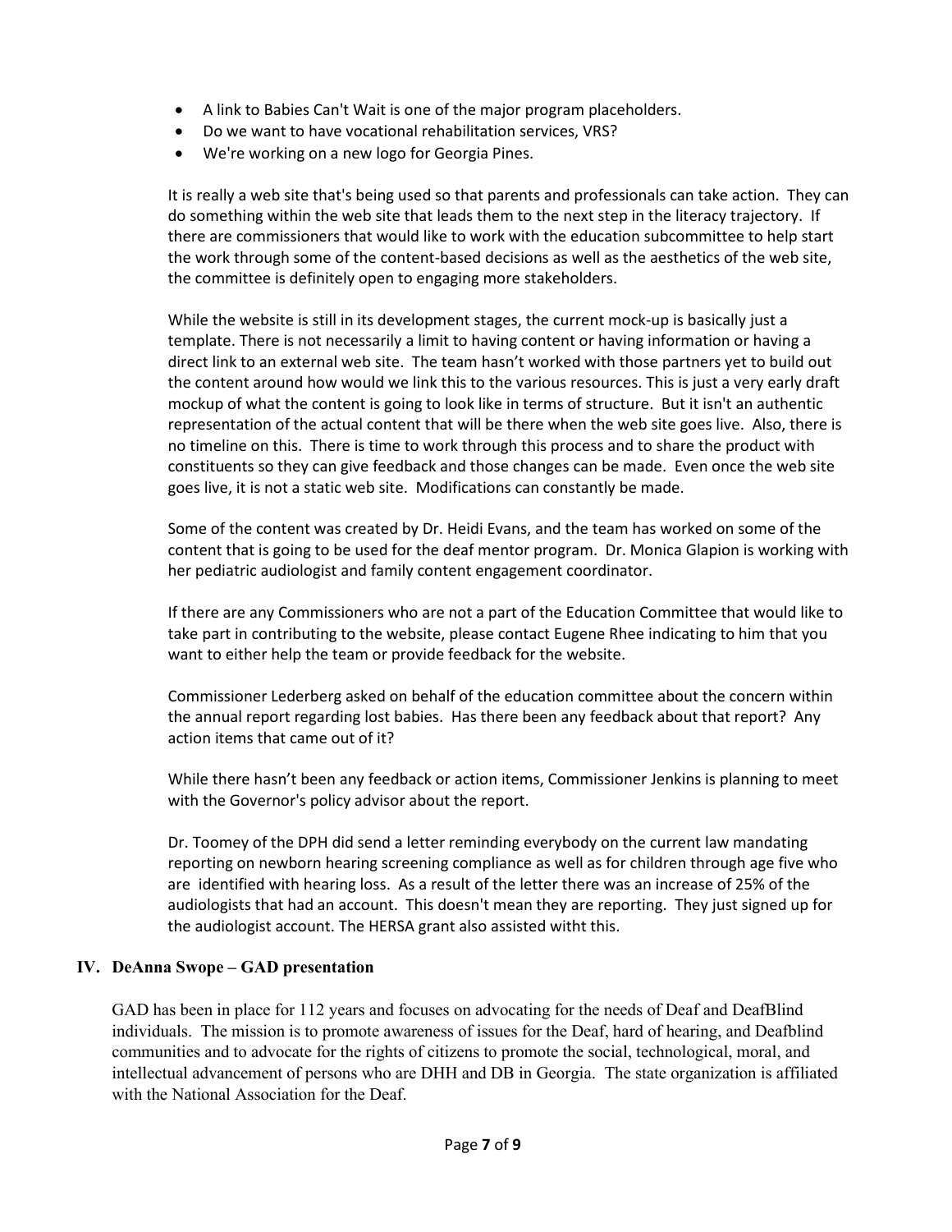- A link to Babies Can't Wait is one of the major program placeholders.
- Do we want to have vocational rehabilitation services, VRS?
- We're working on a new logo for Georgia Pines.

It is really a web site that's being used so that parents and professionals can take action. They can do something within the web site that leads them to the next step in the literacy trajectory. If there are commissioners that would like to work with the education subcommittee to help start the work through some of the content-based decisions as well as the aesthetics of the web site, the committee is definitely open to engaging more stakeholders.

While the website is still in its development stages, the current mock-up is basically just a template. There is not necessarily a limit to having content or having information or having a direct link to an external web site. The team hasn't worked with those partners yet to build out the content around how would we link this to the various resources. This is just a very early draft mockup of what the content is going to look like in terms of structure. But it isn't an authentic representation of the actual content that will be there when the web site goes live. Also, there is no timeline on this. There is time to work through this process and to share the product with constituents so they can give feedback and those changes can be made. Even once the web site goes live, it is not a static web site. Modifications can constantly be made.

Some of the content was created by Dr. Heidi Evans, and the team has worked on some of the content that is going to be used for the deaf mentor program. Dr. Monica Glapion is working with her pediatric audiologist and family content engagement coordinator.

If there are any Commissioners who are not a part of the Education Committee that would like to take part in contributing to the website, please contact Eugene Rhee indicating to him that you want to either help the team or provide feedback for the website.

Commissioner Lederberg asked on behalf of the education committee about the concern within the annual report regarding lost babies. Has there been any feedback about that report? Any action items that came out of it?

While there hasn't been any feedback or action items, Commissioner Jenkins is planning to meet with the Governor's policy advisor about the report.

Dr. Toomey of the DPH did send a letter reminding everybody on the current law mandating reporting on newborn hearing screening compliance as well as for children through age five who are identified with hearing loss. As a result of the letter there was an increase of 25% of the audiologists that had an account. This doesn't mean they are reporting. They just signed up for the audiologist account. The HERSA grant also assisted witht this.

## IV. DeAnna Swope – GAD presentation

GAD has been in place for 112 years and focuses on advocating for the needs of Deaf and DeafBlind individuals. The mission is to promote awareness of issues for the Deaf, hard of hearing, and Deafblind communities and to advocate for the rights of citizens to promote the social, technological, moral, and intellectual advancement of persons who are DHH and DB in Georgia. The state organization is affiliated with the National Association for the Deaf.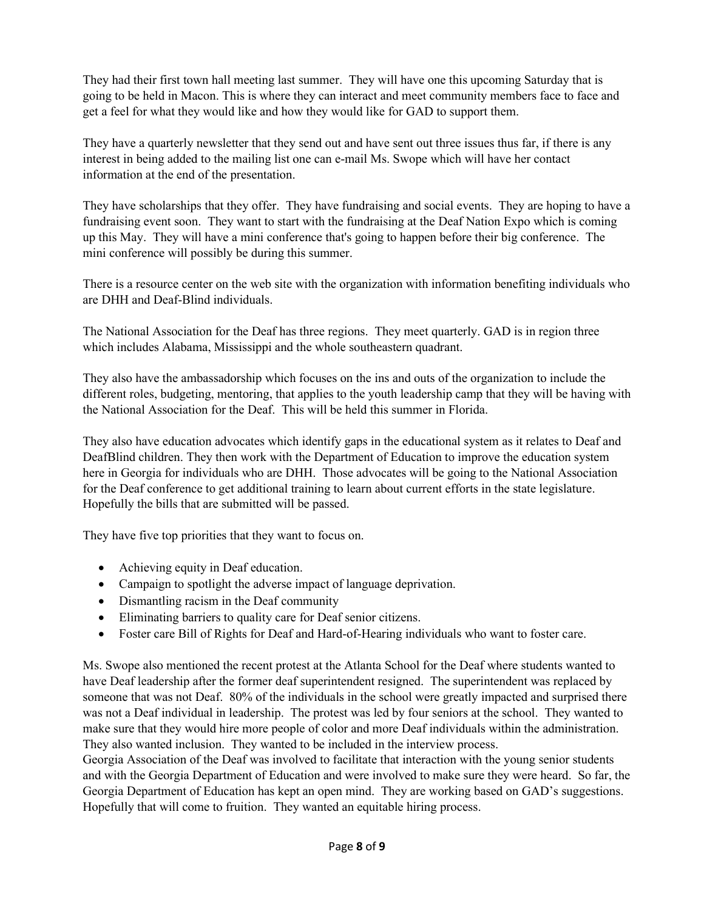They had their first town hall meeting last summer. They will have one this upcoming Saturday that is going to be held in Macon. This is where they can interact and meet community members face to face and get a feel for what they would like and how they would like for GAD to support them.

They have a quarterly newsletter that they send out and have sent out three issues thus far, if there is any interest in being added to the mailing list one can e-mail Ms. Swope which will have her contact information at the end of the presentation.

They have scholarships that they offer. They have fundraising and social events. They are hoping to have a fundraising event soon. They want to start with the fundraising at the Deaf Nation Expo which is coming up this May. They will have a mini conference that's going to happen before their big conference. The mini conference will possibly be during this summer.

There is a resource center on the web site with the organization with information benefiting individuals who are DHH and Deaf-Blind individuals.

The National Association for the Deaf has three regions. They meet quarterly. GAD is in region three which includes Alabama, Mississippi and the whole southeastern quadrant.

They also have the ambassadorship which focuses on the ins and outs of the organization to include the different roles, budgeting, mentoring, that applies to the youth leadership camp that they will be having with the National Association for the Deaf. This will be held this summer in Florida.

They also have education advocates which identify gaps in the educational system as it relates to Deaf and DeafBlind children. They then work with the Department of Education to improve the education system here in Georgia for individuals who are DHH. Those advocates will be going to the National Association for the Deaf conference to get additional training to learn about current efforts in the state legislature. Hopefully the bills that are submitted will be passed.

They have five top priorities that they want to focus on.

- Achieving equity in Deaf education.
- Campaign to spotlight the adverse impact of language deprivation.
- Dismantling racism in the Deaf community
- Eliminating barriers to quality care for Deaf senior citizens.
- Foster care Bill of Rights for Deaf and Hard-of-Hearing individuals who want to foster care.

Ms. Swope also mentioned the recent protest at the Atlanta School for the Deaf where students wanted to have Deaf leadership after the former deaf superintendent resigned. The superintendent was replaced by someone that was not Deaf. 80% of the individuals in the school were greatly impacted and surprised there was not a Deaf individual in leadership. The protest was led by four seniors at the school. They wanted to make sure that they would hire more people of color and more Deaf individuals within the administration. They also wanted inclusion. They wanted to be included in the interview process.
Georgia Association of the Deaf was involved to facilitate that interaction with the young senior students and with the Georgia Department of Education and were involved to make sure they were heard. So far, the Georgia Department of Education has kept an open mind. They are working based on GAD's suggestions. Hopefully that will come to fruition. They wanted an equitable hiring process.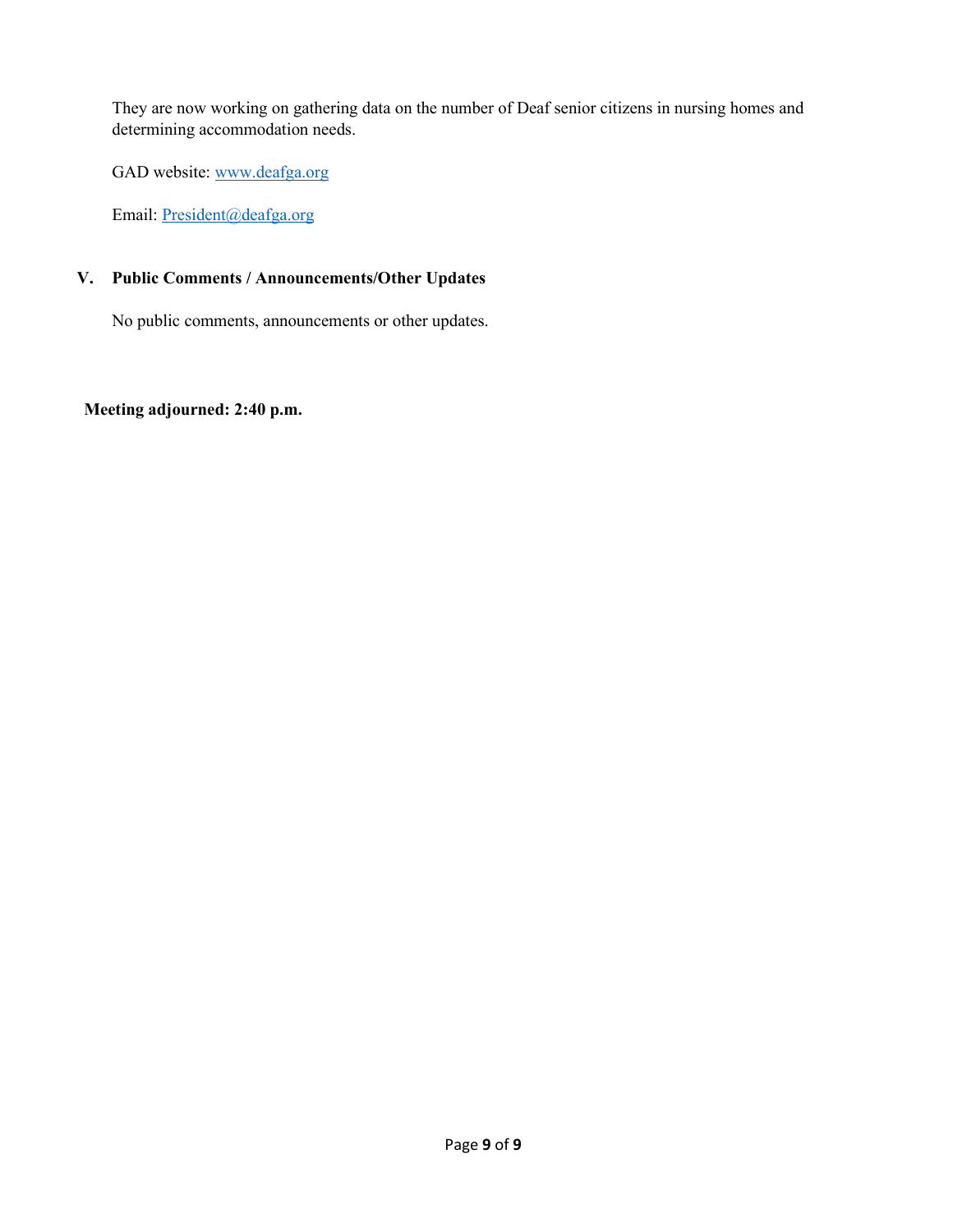They are now working on gathering data on the number of Deaf senior citizens in nursing homes and determining accommodation needs.

GAD website: www.deafga.org

Email: President@deafga.org

## V. Public Comments / Announcements/Other Updates

No public comments, announcements or other updates.

**Meeting adjourned: 2:40 p.m.**